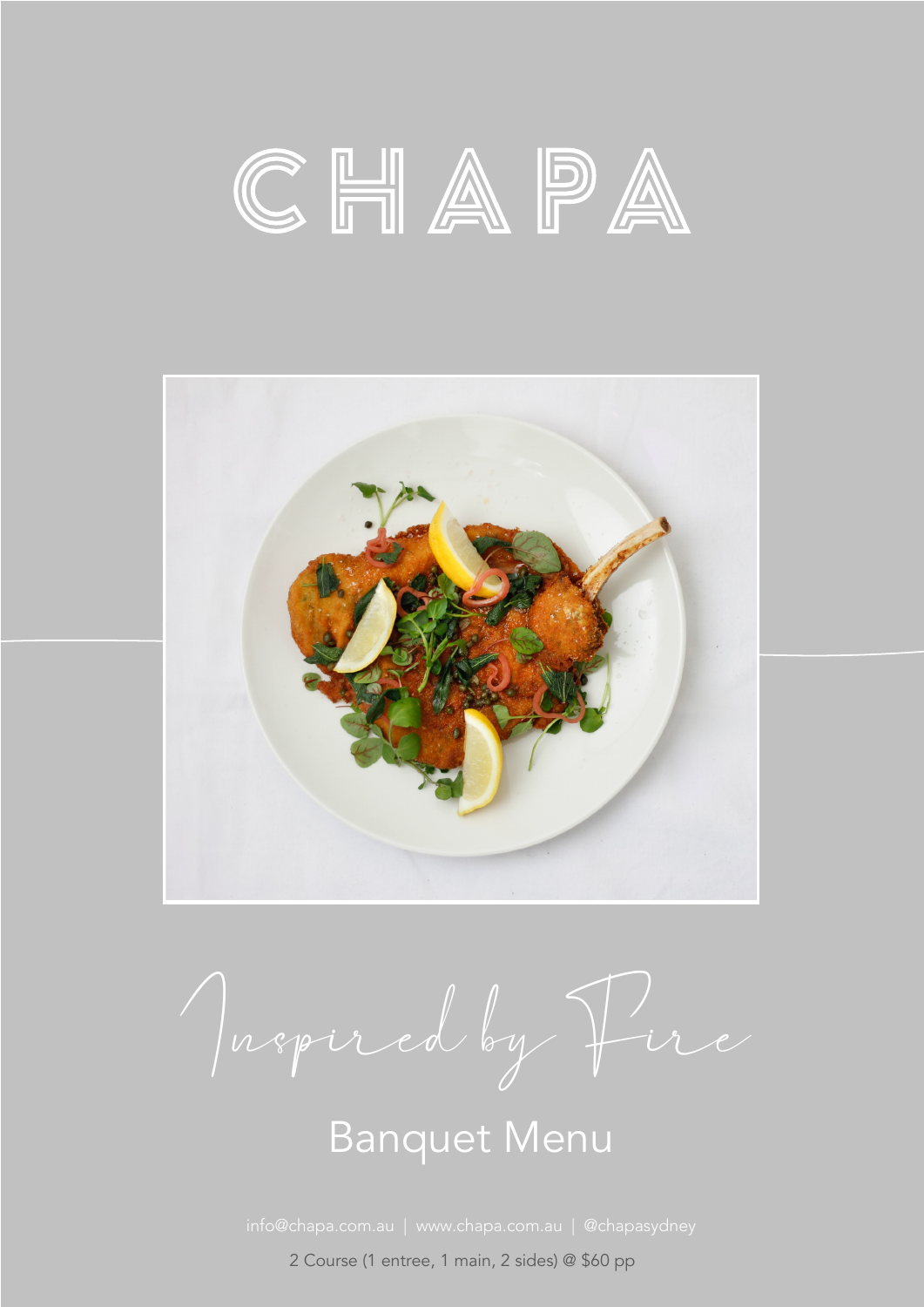# CHAPA

*Inspired by Fire*

## Banquet Menu

info@chapa.com.au | www.chapa.com.au | @chapasydney

2 Course (1 entree, 1 main, 2 sides) @ $60 pp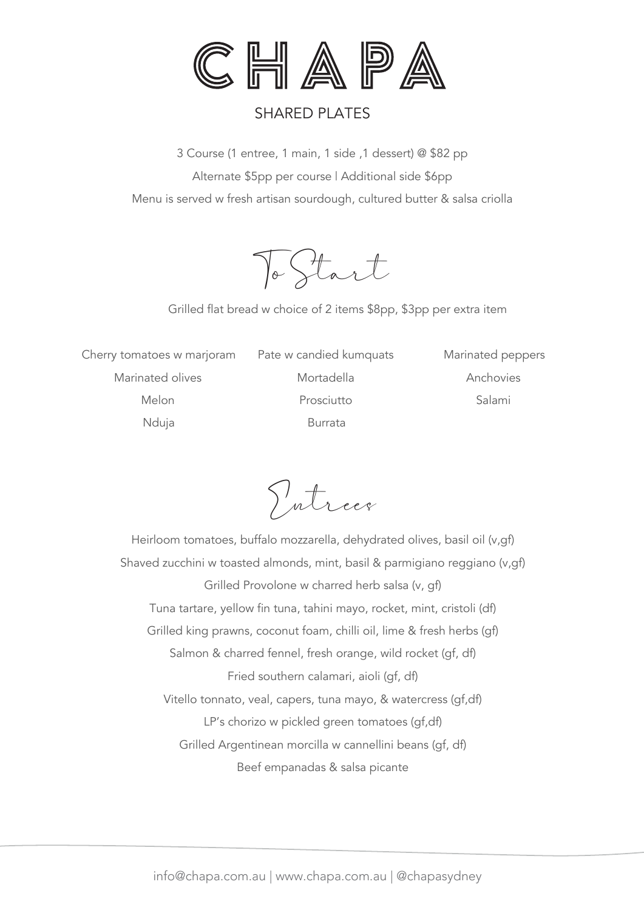# CHAPA

## SHARED PLATES

3 Course (1 entree, 1 main, 1 side ,1 dessert) @ $82 pp

Alternate $5pp per course | Additional side $6pp

Menu is served w fresh artisan sourdough, cultured butter & salsa criolla

## To Start

Grilled flat bread w choice of 2 items $8pp, $3pp per extra item

Cherry tomatoes w marjoram
Marinated olives
Melon
Nduja

Pate w candied kumquats
Mortadella
Prosciutto
Burrata

Marinated peppers
Anchovies
Salami

## Entrees

Heirloom tomatoes, buffalo mozzarella, dehydrated olives, basil oil (v,gf)

Shaved zucchini w toasted almonds, mint, basil & parmigiano reggiano (v,gf)

Grilled Provolone w charred herb salsa (v, gf)

Tuna tartare, yellow fin tuna, tahini mayo, rocket, mint, cristoli (df)

Grilled king prawns, coconut foam, chilli oil, lime & fresh herbs (gf)

Salmon & charred fennel, fresh orange, wild rocket (gf, df)

Fried southern calamari, aioli (gf, df)

Vitello tonnato, veal, capers, tuna mayo, & watercress (gf,df)

LP's chorizo w pickled green tomatoes (gf,df)

Grilled Argentinean morcilla w cannellini beans (gf, df)

Beef empanadas & salsa picante

info@chapa.com.au | www.chapa.com.au | @chapasydney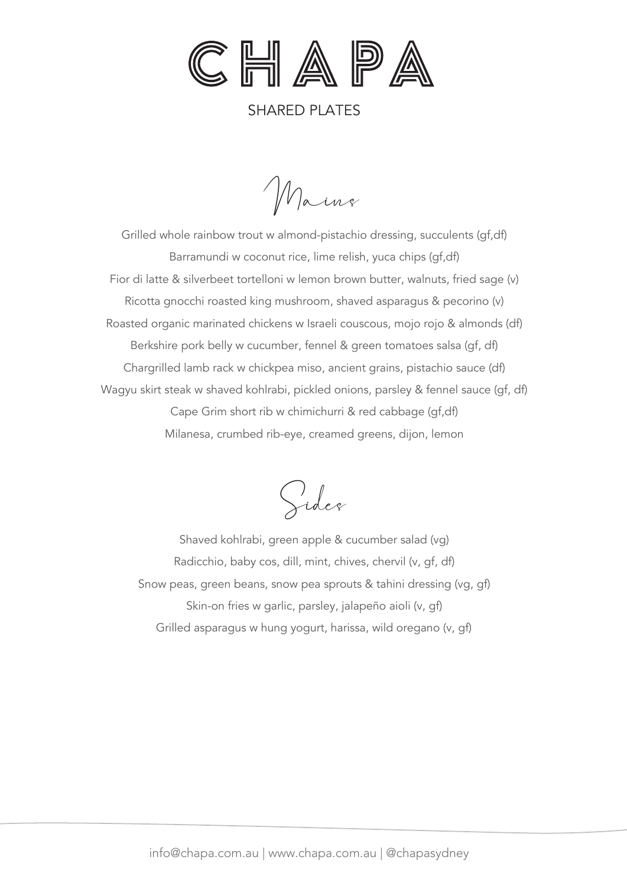# CHAPA

SHARED PLATES

## Mains

Grilled whole rainbow trout w almond-pistachio dressing, succulents (gf,df)

Barramundi w coconut rice, lime relish, yuca chips (gf,df)

Fior di latte & silverbeet tortelloni w lemon brown butter, walnuts, fried sage (v)

Ricotta gnocchi roasted king mushroom, shaved asparagus & pecorino (v)

Roasted organic marinated chickens w Israeli couscous, mojo rojo & almonds (df)

Berkshire pork belly w cucumber, fennel & green tomatoes salsa (gf, df)

Chargrilled lamb rack w chickpea miso, ancient grains, pistachio sauce (df)

Wagyu skirt steak w shaved kohlrabi, pickled onions, parsley & fennel sauce (gf, df)

Cape Grim short rib w chimichurri & red cabbage (gf,df)

Milanesa, crumbed rib-eye, creamed greens, dijon, lemon

## Sides

Shaved kohlrabi, green apple & cucumber salad (vg)

Radicchio, baby cos, dill, mint, chives, chervil (v, gf, df)

Snow peas, green beans, snow pea sprouts & tahini dressing (vg, gf)

Skin-on fries w garlic, parsley, jalapeño aioli (v, gf)

Grilled asparagus w hung yogurt, harissa, wild oregano (v, gf)

info@chapa.com.au | www.chapa.com.au | @chapasydney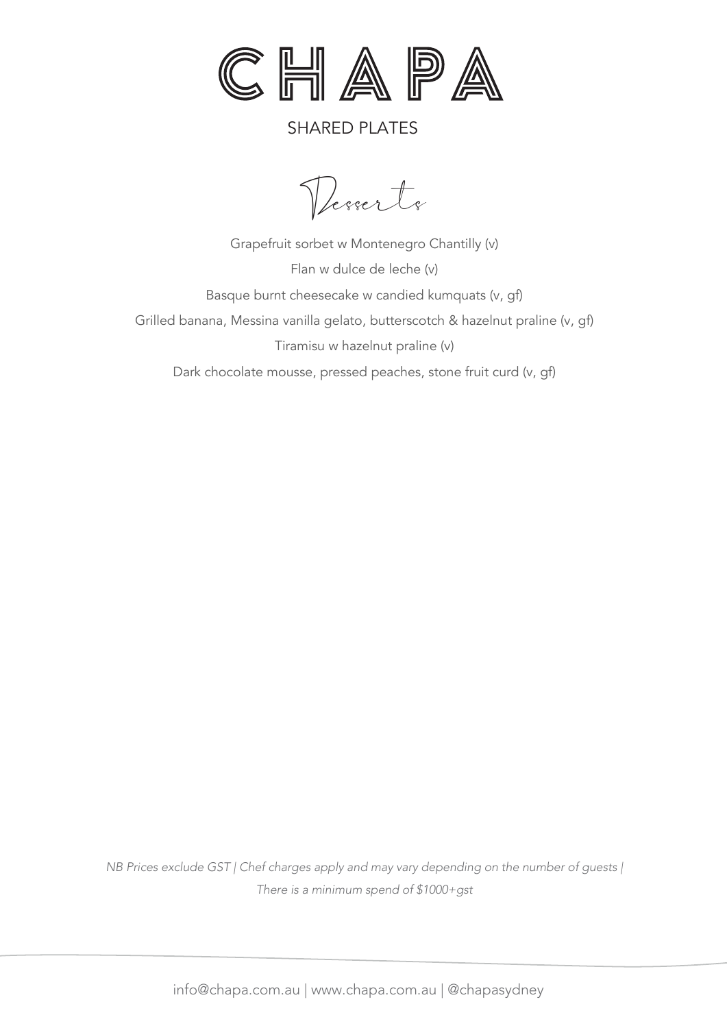# CHAPA

SHARED PLATES

## Desserts

Grapefruit sorbet w Montenegro Chantilly (v)

Flan w dulce de leche (v)

Basque burnt cheesecake w candied kumquats (v, gf)

Grilled banana, Messina vanilla gelato, butterscotch & hazelnut praline (v, gf)

Tiramisu w hazelnut praline (v)

Dark chocolate mousse, pressed peaches, stone fruit curd (v, gf)

*NB Prices exclude GST | Chef charges apply and may vary depending on the number of guests | There is a minimum spend of $1000+gst*

info@chapa.com.au | www.chapa.com.au | @chapasydney